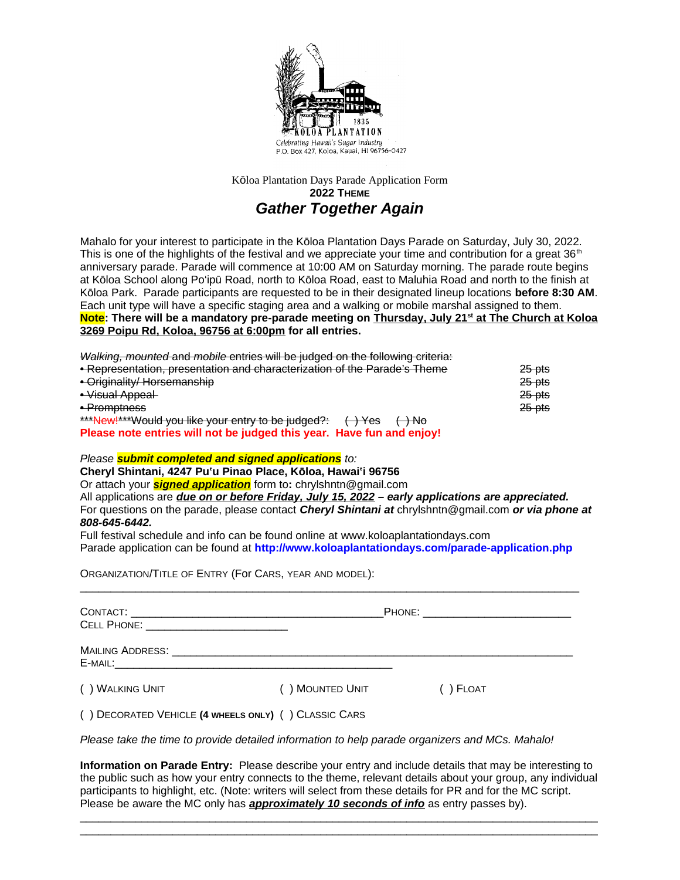1835
KOLOA PLANTATION
*Celebrating Hawaii's Sugar Industry*
P.O. Box 427, Koloa, Kauai, HI 96756-0427

Kōloa Plantation Days Parade Application Form

**2022 THEME**

# *Gather Together Again*

Mahalo for your interest to participate in the Kōloa Plantation Days Parade on Saturday, July 30, 2022. This is one of the highlights of the festival and we appreciate your time and contribution for a great 36th anniversary parade. Parade will commence at 10:00 AM on Saturday morning. The parade route begins at Kōloa School along Po'ipū Road, north to Kōloa Road, east to Maluhia Road and north to the finish at Kōloa Park. Parade participants are requested to be in their designated lineup locations **before 8:30 AM**. Each unit type will have a specific staging area and a walking or mobile marshal assigned to them.
**Note: There will be a mandatory pre-parade meeting on Thursday, July 21st at The Church at Koloa 3269 Poipu Rd, Koloa, 96756 at 6:00pm for all entries.**

~~*Walking, mounted* and *mobile* entries will be judged on the following criteria:~~

| | |
|---|---|
| ~~• Representation, presentation and characterization of the Parade's Theme~~ | ~~25 pts~~ |
| ~~• Originality/ Horsemanship~~ | ~~25 pts~~ |
| ~~• Visual Appeal~~ | ~~25 pts~~ |
| ~~• Promptness~~ | ~~25 pts~~ |

~~***New!***Would you like your entry to be judged?: ( ) Yes ( ) No~~

**Please note entries will not be judged this year. Have fun and enjoy!**

*Please* ***submit completed and signed applications*** *to:*
**Cheryl Shintani, 4247 Pu'u Pinao Place, Kōloa, Hawai'i 96756**
Or attach your ***signed application*** form to**:** chrylshntn@gmail.com
All applications are ***due on or before Friday, July 15, 2022 – early applications are appreciated.***
For questions on the parade, please contact ***Cheryl Shintani at*** chrylshntn@gmail.com ***or via phone at 808-645-6442.***
Full festival schedule and info can be found online at www.koloaplantationdays.com
Parade application can be found at **http://www.koloaplantationdays.com/parade-application.php**

ORGANIZATION/TITLE OF ENTRY (FOR CARS, YEAR AND MODEL):
____________________________________________________________________________

CONTACT: ________________________________________PHONE: _______________________
CELL PHONE: ______________________

MAILING ADDRESS: ______________________________________________________________
E-MAIL:____________________________________________

( ) WALKING UNIT ( ) MOUNTED UNIT ( ) FLOAT

( ) DECORATED VEHICLE **(4 WHEELS ONLY)** ( ) CLASSIC CARS

*Please take the time to provide detailed information to help parade organizers and MCs. Mahalo!*

**Information on Parade Entry:** Please describe your entry and include details that may be interesting to the public such as how your entry connects to the theme, relevant details about your group, any individual participants to highlight, etc. (Note: writers will select from these details for PR and for the MC script. Please be aware the MC only has ***approximately 10 seconds of info*** as entry passes by).

____________________________________________________________________________
____________________________________________________________________________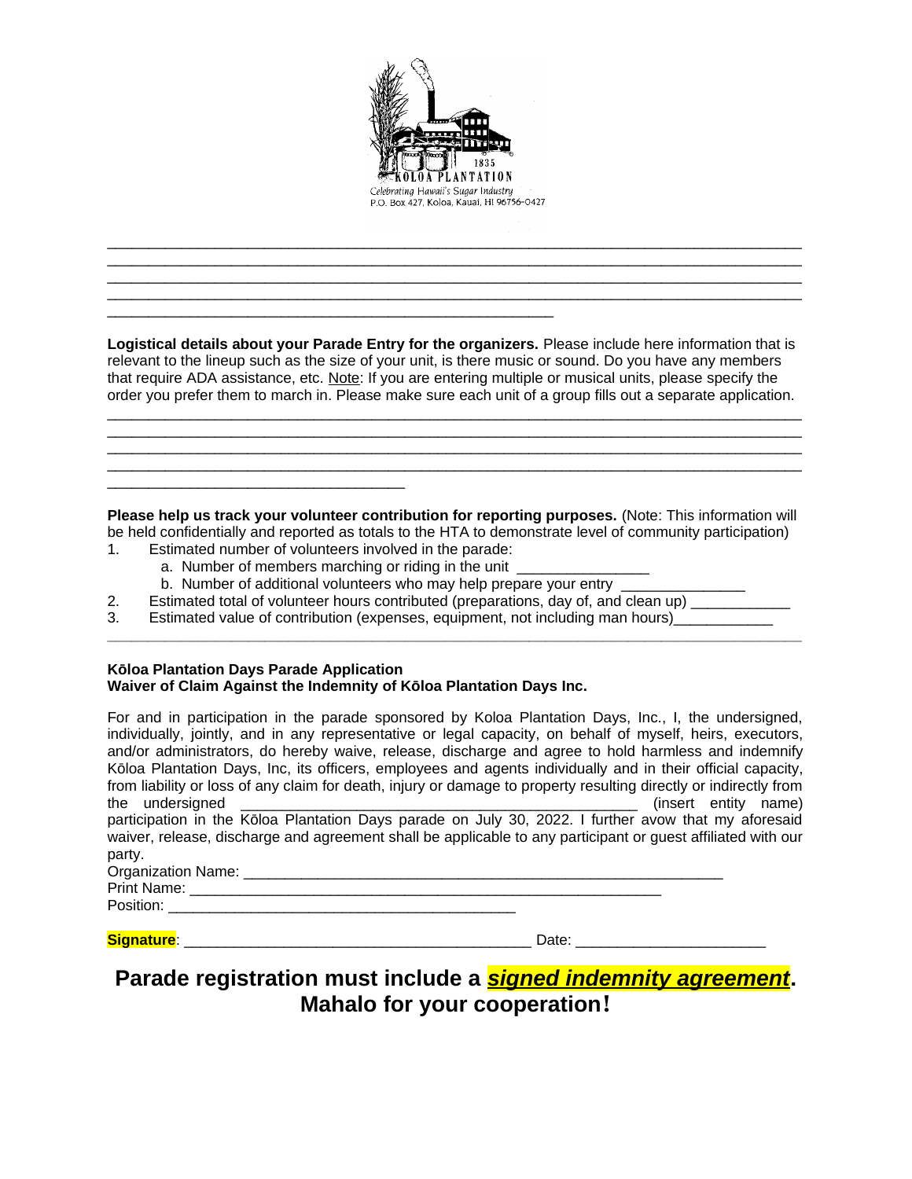KOLOA PLANTATION
1835
Celebrating Hawaii's Sugar Industry
P.O. Box 427, Koloa, Kauai, HI 96756-0427

_______________________________________________________________________________
_______________________________________________________________________________
_______________________________________________________________________________
_______________________________________________________________________________
_________________________________________________

**Logistical details about your Parade Entry for the organizers.** Please include here information that is relevant to the lineup such as the size of your unit, is there music or sound. Do you have any members that require ADA assistance, etc. Note: If you are entering multiple or musical units, please specify the order you prefer them to march in. Please make sure each unit of a group fills out a separate application.

_______________________________________________________________________________
_______________________________________________________________________________
_______________________________________________________________________________
_______________________________________________________________________________
_________________________________

**Please help us track your volunteer contribution for reporting purposes.** (Note: This information will be held confidentially and reported as totals to the HTA to demonstrate level of community participation)

1. Estimated number of volunteers involved in the parade:
   a. Number of members marching or riding in the unit _______________
   b. Number of additional volunteers who may help prepare your entry ______________
2. Estimated total of volunteer hours contributed (preparations, day of, and clean up) ___________
3. Estimated value of contribution (expenses, equipment, not including man hours)___________

**Kōloa Plantation Days Parade Application**
**Waiver of Claim Against the Indemnity of Kōloa Plantation Days Inc.**

For and in participation in the parade sponsored by Koloa Plantation Days, Inc., I, the undersigned, individually, jointly, and in any representative or legal capacity, on behalf of myself, heirs, executors, and/or administrators, do hereby waive, release, discharge and agree to hold harmless and indemnify Kōloa Plantation Days, Inc, its officers, employees and agents individually and in their official capacity, from liability or loss of any claim for death, injury or damage to property resulting directly or indirectly from the undersigned ____________________________________________ (insert entity name) participation in the Kōloa Plantation Days parade on July 30, 2022. I further avow that my aforesaid waiver, release, discharge and agreement shall be applicable to any participant or guest affiliated with our party.

Organization Name: _____________________________________________________
Print Name: _____________________________________________________
Position: _______________________________________

**Signature**: ______________________________________ Date: _____________________

## Parade registration must include a ***signed indemnity agreement***. Mahalo for your cooperation!